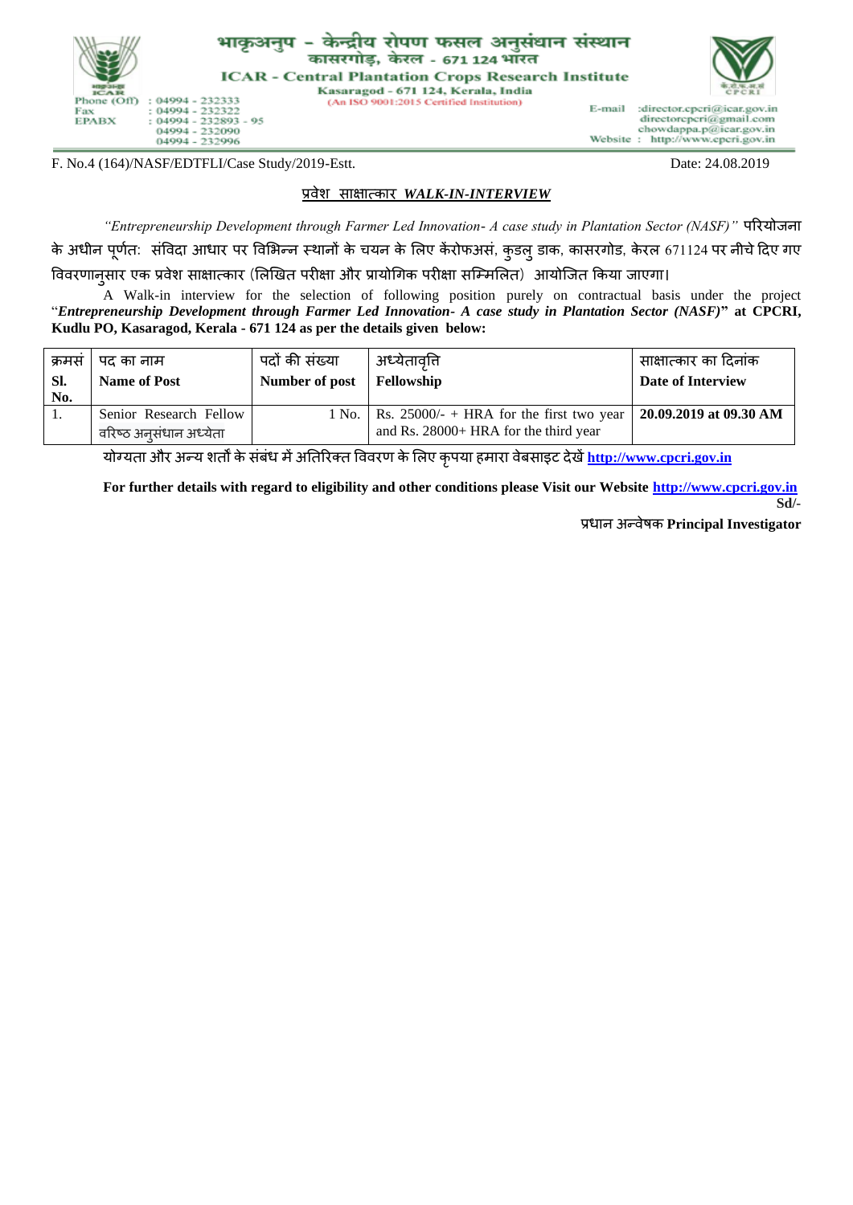# भाकृअनुप - केन्द्रीय रोपण फसल अनुसंधान संस्थान

कासरगोड़, केरल - 671 124 भारत

## ICAR - Central Plantation Crops Research Institute

Kasaragod - 671 124, Kerala, India

(An ISO 9001:2015 Certified Institution)

Phone (Off) : 04994 - 232333
Fax : 04994 - 232322
EPABX : 04994 - 232893 - 95
04994 - 232090
04994 - 232996

E-mail :director.cpcri@icar.gov.in
directorcpcri@gmail.com
chowdappa.p@icar.gov.in
Website : http://www.cpcri.gov.in

F. No.4 (164)/NASF/EDTFLI/Case Study/2019-Estt. Date: 24.08.2019

### प्रवेश साक्षात्कार *WALK-IN-INTERVIEW*

*"Entrepreneurship Development through Farmer Led Innovation- A case study in Plantation Sector (NASF)"* परियोजना के अधीन पूर्णत: संविदा आधार पर विभिन्न स्थानों के चयन के लिए केंरोफअसं, कुडलु डाक, कासरगोड, केरल 671124 पर नीचे दिए गए विवरणानुसार एक प्रवेश साक्षात्कार (लिखित परीक्षा और प्रायोगिक परीक्षा सम्मिलित) आयोजित किया जाएगा।

A Walk-in interview for the selection of following position purely on contractual basis under the project "***Entrepreneurship Development through Farmer Led Innovation- A case study in Plantation Sector (NASF)*" at CPCRI, Kudlu PO, Kasaragod, Kerala - 671 124 as per the details given below:**

| क्रमसं **Sl. No.** | पद का नाम **Name of Post** | पदों की संख्या **Number of post** | अध्येतावृत्ति **Fellowship** | साक्षात्कार का दिनांक **Date of Interview** |
|---|---|---|---|---|
| 1. | Senior Research Fellow वरिष्ठ अनुसंधान अध्येता | 1 No. | Rs. 25000/- + HRA for the first two year and Rs. 28000+ HRA for the third year | **20.09.2019 at 09.30 AM** |

योग्यता और अन्य शर्तों के संबंध में अतिरिक्त विवरण के लिए कृपया हमारा वेबसाइट देखें **http://www.cpcri.gov.in**

**For further details with regard to eligibility and other conditions please Visit our Website http://www.cpcri.gov.in**

**Sd/-**

प्रधान अन्वेषक **Principal Investigator**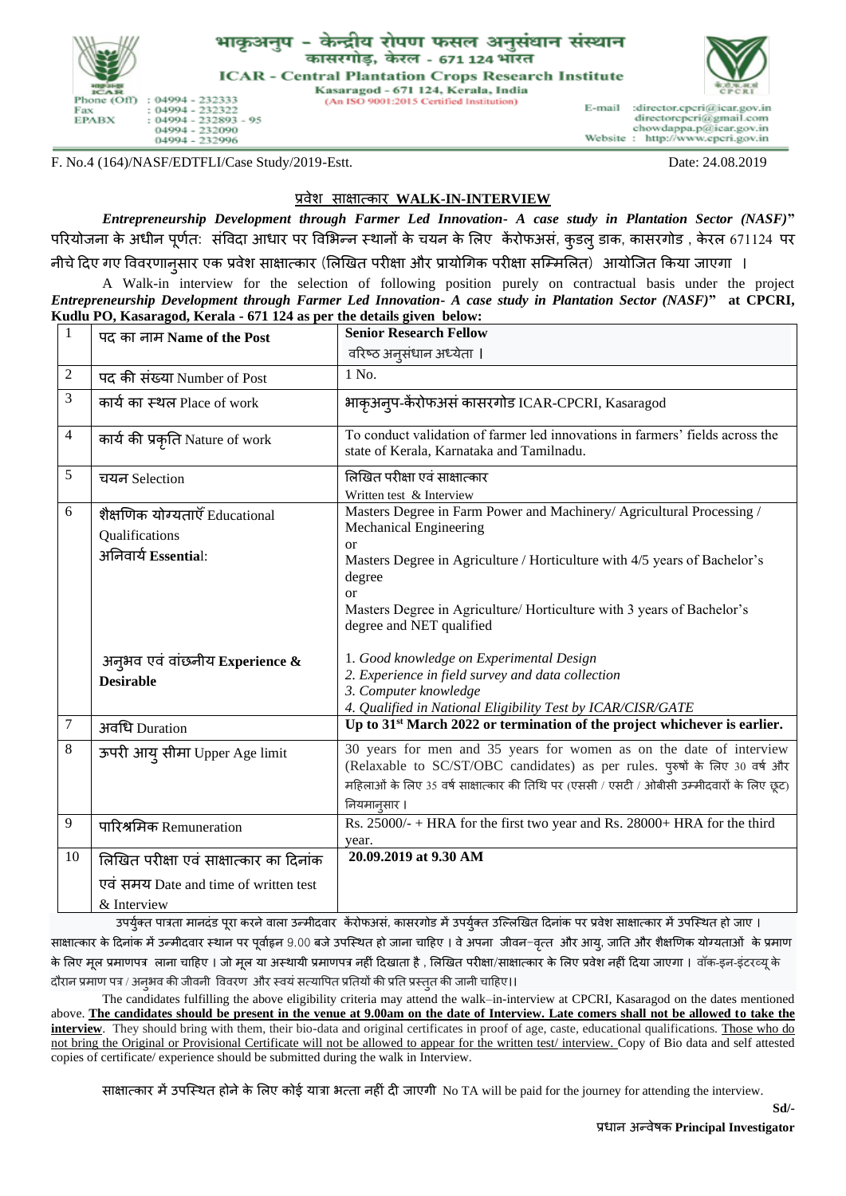भाकृअनुप – केन्द्रीय रोपण फसल अनुसंधान संस्थान
कासरगोड़, केरल - 671 124 भारत

**ICAR - Central Plantation Crops Research Institute**
Kasaragod - 671 124, Kerala, India
(An ISO 9001:2015 Certified Institution)

Phone (Off) : 04994 - 232333
Fax : 04994 - 232322
EPABX : 04994 - 232893 - 95
04994 - 232090
04994 - 232996

E-mail :director.cpcri@icar.gov.in
directorcpcri@gmail.com
chowdappa.p@icar.gov.in
Website : http://www.cpcri.gov.in

F. No.4 (164)/NASF/EDTFLI/Case Study/2019-Estt. Date: 24.08.2019

## प्रवेश साक्षात्कार WALK-IN-INTERVIEW

***Entrepreneurship Development through Farmer Led Innovation- A case study in Plantation Sector (NASF)*"** परियोजना के अधीन पूर्णतः संविदा आधार पर विभिन्न स्थानों के चयन के लिए कैरोफअसं, कुडलु डाक, कासरगोड , केरल 671124 पर नीचे दिए गए विवरणानुसार एक प्रवेश साक्षात्कार (लिखित परीक्षा और प्रायोगिक परीक्षा सम्मिलित) आयोजित किया जाएगा ।

A Walk-in interview for the selection of following position purely on contractual basis under the project ***Entrepreneurship Development through Farmer Led Innovation- A case study in Plantation Sector (NASF)*" at CPCRI, Kudlu PO, Kasaragod, Kerala - 671 124 as per the details given below:**

| | | |
|---|---|---|
| 1 | पद का नाम **Name of the Post** | **Senior Research Fellow**<br>वरिष्ठ अनुसंधान अध्येता । |
| 2 | पद की संख्या Number of Post | 1 No. |
| 3 | कार्य का स्थल Place of work | भाकृअनुप-कैरोफअसं कासरगोड ICAR-CPCRI, Kasaragod |
| 4 | कार्य की प्रकृति Nature of work | To conduct validation of farmer led innovations in farmers' fields across the state of Kerala, Karnataka and Tamilnadu. |
| 5 | चयन Selection | लिखित परीक्षा एवं साक्षात्कार<br>Written test & Interview |
| 6 | शैक्षणिक योग्यताएँ Educational Qualifications<br>अनिवार्य **Essentia**l: | Masters Degree in Farm Power and Machinery/ Agricultural Processing / Mechanical Engineering<br>or<br>Masters Degree in Agriculture / Horticulture with 4/5 years of Bachelor's degree<br>or<br>Masters Degree in Agriculture/ Horticulture with 3 years of Bachelor's degree and NET qualified |
| | अनुभव एवं वांछनीय **Experience & Desirable** | 1. *Good knowledge on Experimental Design*<br>2. *Experience in field survey and data collection*<br>3. *Computer knowledge*<br>4. *Qualified in National Eligibility Test by ICAR/CISR/GATE* |
| 7 | अवधि Duration | **Up to 31st March 2022 or termination of the project whichever is earlier.** |
| 8 | ऊपरी आयु सीमा Upper Age limit | 30 years for men and 35 years for women as on the date of interview (Relaxable to SC/ST/OBC candidates) as per rules. पुरुषों के लिए 30 वर्ष और महिलाओं के लिए 35 वर्ष साक्षात्कार की तिथि पर (एससी / एसटी / ओबीसी उम्मीदवारों के लिए छूट) नियमानुसार । |
| 9 | पारिश्रमिक Remuneration | Rs. 25000/- + HRA for the first two year and Rs. 28000+ HRA for the third year. |
| 10 | लिखित परीक्षा एवं साक्षात्कार का दिनांक एवं समय Date and time of written test & Interview | **20.09.2019 at 9.30 AM** |

उपर्युक्त पात्रता मानदंड पूरा करने वाला उन्मीदवार कैरोफअसं, कासरगोड में उपर्युक्त उल्लिखित दिनांक पर प्रवेश साक्षात्कार में उपस्थित हो जाए । साक्षात्कार के दिनांक में उन्मीदवार स्थान पर पूर्वाह्न 9.00 बजे उपस्थित हो जाना चाहिए । वे अपना जीवन-वृत्त और आयु, जाति और शैक्षणिक योग्यताओं के प्रमाण के लिए मूल प्रमाणपत्र लाना चाहिए । जो मूल या अस्थायी प्रमाणपत्र नहीं दिखाता है , लिखित परीक्षा/साक्षात्कार के लिए प्रवेश नहीं दिया जाएगा । वॉक-इन-इंटरव्यू के दौरान प्रमाण पत्र / अनुभव की जीवनी विवरण और स्वयं सत्यापित प्रतियों की प्रति प्रस्तुत की जानी चाहिए।।

The candidates fulfilling the above eligibility criteria may attend the walk–in-interview at CPCRI, Kasaragod on the dates mentioned above. **The candidates should be present in the venue at 9.00am on the date of Interview. Late comers shall not be allowed to take the interview**. They should bring with them, their bio-data and original certificates in proof of age, caste, educational qualifications. Those who do not bring the Original or Provisional Certificate will not be allowed to appear for the written test/ interview. Copy of Bio data and self attested copies of certificate/ experience should be submitted during the walk in Interview.

साक्षात्कार में उपस्थित होने के लिए कोई यात्रा भत्ता नहीं दी जाएगी No TA will be paid for the journey for attending the interview.

**Sd/-**

प्रधान अन्वेषक **Principal Investigator**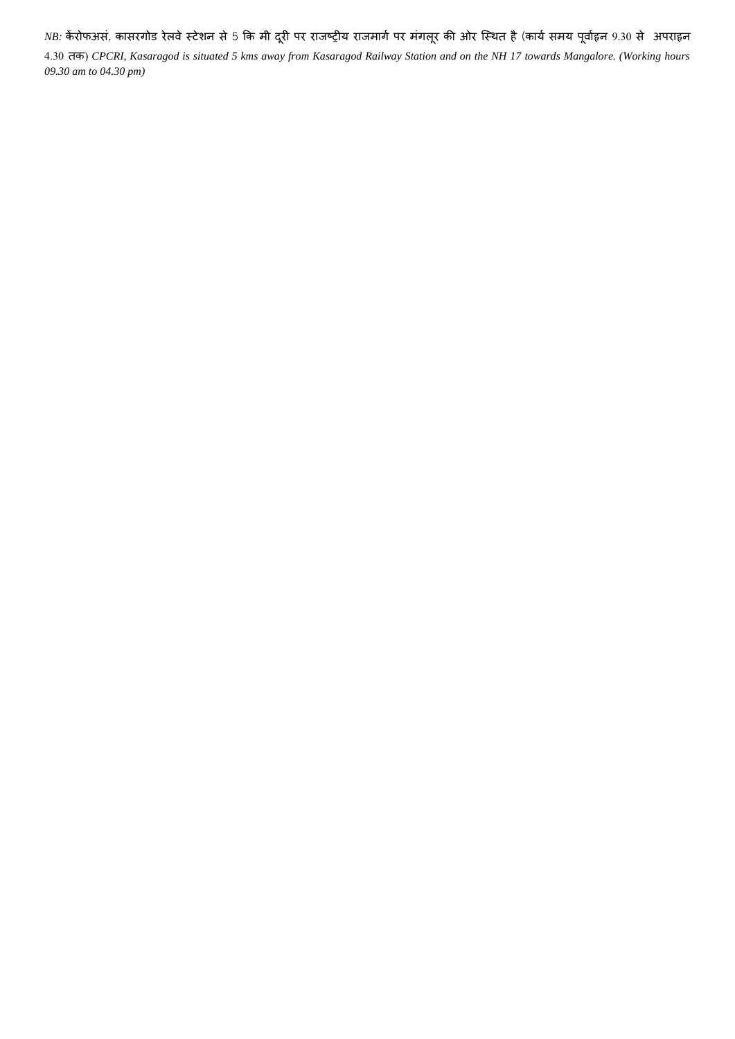*NB:* कैंरोफअसं, कासरगोड रेलवे स्टेशन से 5 कि मी दूरी पर राजष्ट्रीय राजमार्ग पर मंगलूर की ओर स्थित है (कार्य समय पूर्वाह्न 9.30 से अपराह्न 4.30 तक) *CPCRI, Kasaragod is situated 5 kms away from Kasaragod Railway Station and on the NH 17 towards Mangalore. (Working hours 09.30 am to 04.30 pm)*